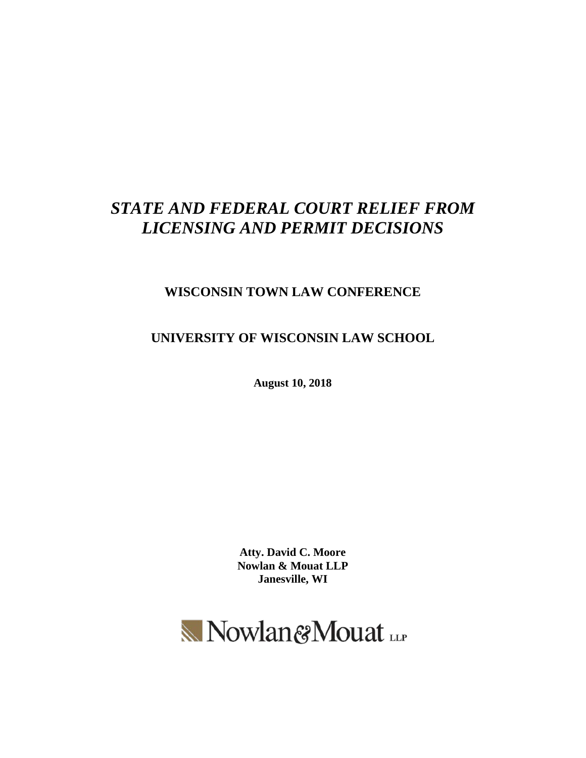# *STATE AND FEDERAL COURT RELIEF FROM LICENSING AND PERMIT DECISIONS*

**WISCONSIN TOWN LAW CONFERENCE**

**UNIVERSITY OF WISCONSIN LAW SCHOOL**

**August 10, 2018**

**Atty. David C. Moore**
**Nowlan & Mouat LLP**
**Janesville, WI**

Nowlan & Mouat LLP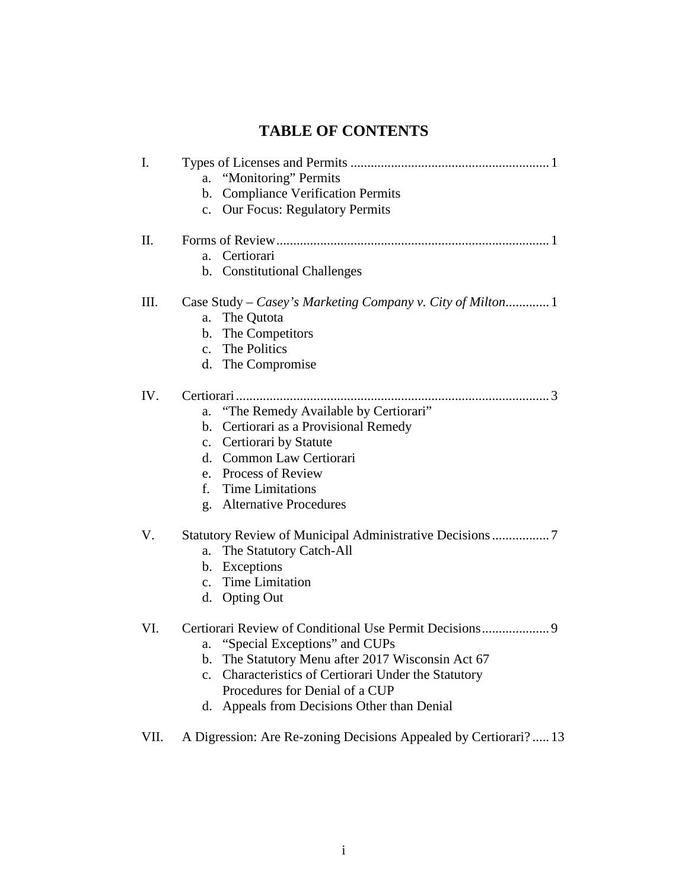# TABLE OF CONTENTS

I. Types of Licenses and Permits ........................................................... 1
   a. "Monitoring" Permits
   b. Compliance Verification Permits
   c. Our Focus: Regulatory Permits

II. Forms of Review ................................................................................ 1
   a. Certiorari
   b. Constitutional Challenges

III. Case Study – *Casey's Marketing Company v. City of Milton* ............. 1
   a. The Qutota
   b. The Competitors
   c. The Politics
   d. The Compromise

IV. Certiorari ............................................................................................ 3
   a. "The Remedy Available by Certiorari"
   b. Certiorari as a Provisional Remedy
   c. Certiorari by Statute
   d. Common Law Certiorari
   e. Process of Review
   f. Time Limitations
   g. Alternative Procedures

V. Statutory Review of Municipal Administrative Decisions ................. 7
   a. The Statutory Catch-All
   b. Exceptions
   c. Time Limitation
   d. Opting Out

VI. Certiorari Review of Conditional Use Permit Decisions .................... 9
   a. "Special Exceptions" and CUPs
   b. The Statutory Menu after 2017 Wisconsin Act 67
   c. Characteristics of Certiorari Under the Statutory Procedures for Denial of a CUP
   d. Appeals from Decisions Other than Denial

VII. A Digression: Are Re-zoning Decisions Appealed by Certiorari? ..... 13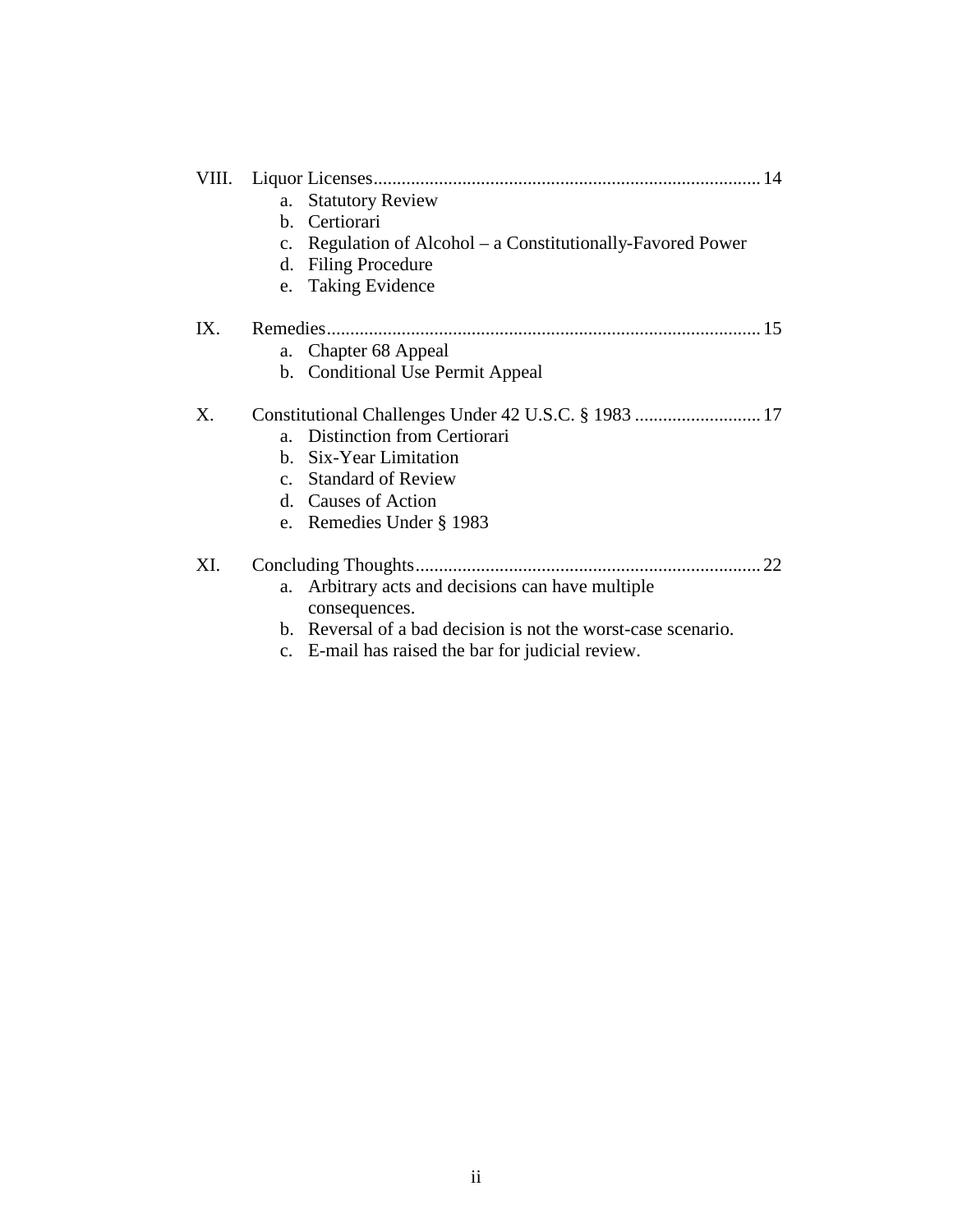VIII. Liquor Licenses .......... 14
   a. Statutory Review
   b. Certiorari
   c. Regulation of Alcohol – a Constitutionally-Favored Power
   d. Filing Procedure
   e. Taking Evidence

IX. Remedies .......... 15
   a. Chapter 68 Appeal
   b. Conditional Use Permit Appeal

X. Constitutional Challenges Under 42 U.S.C. § 1983 .......... 17
   a. Distinction from Certiorari
   b. Six-Year Limitation
   c. Standard of Review
   d. Causes of Action
   e. Remedies Under § 1983

XI. Concluding Thoughts .......... 22
   a. Arbitrary acts and decisions can have multiple consequences.
   b. Reversal of a bad decision is not the worst-case scenario.
   c. E-mail has raised the bar for judicial review.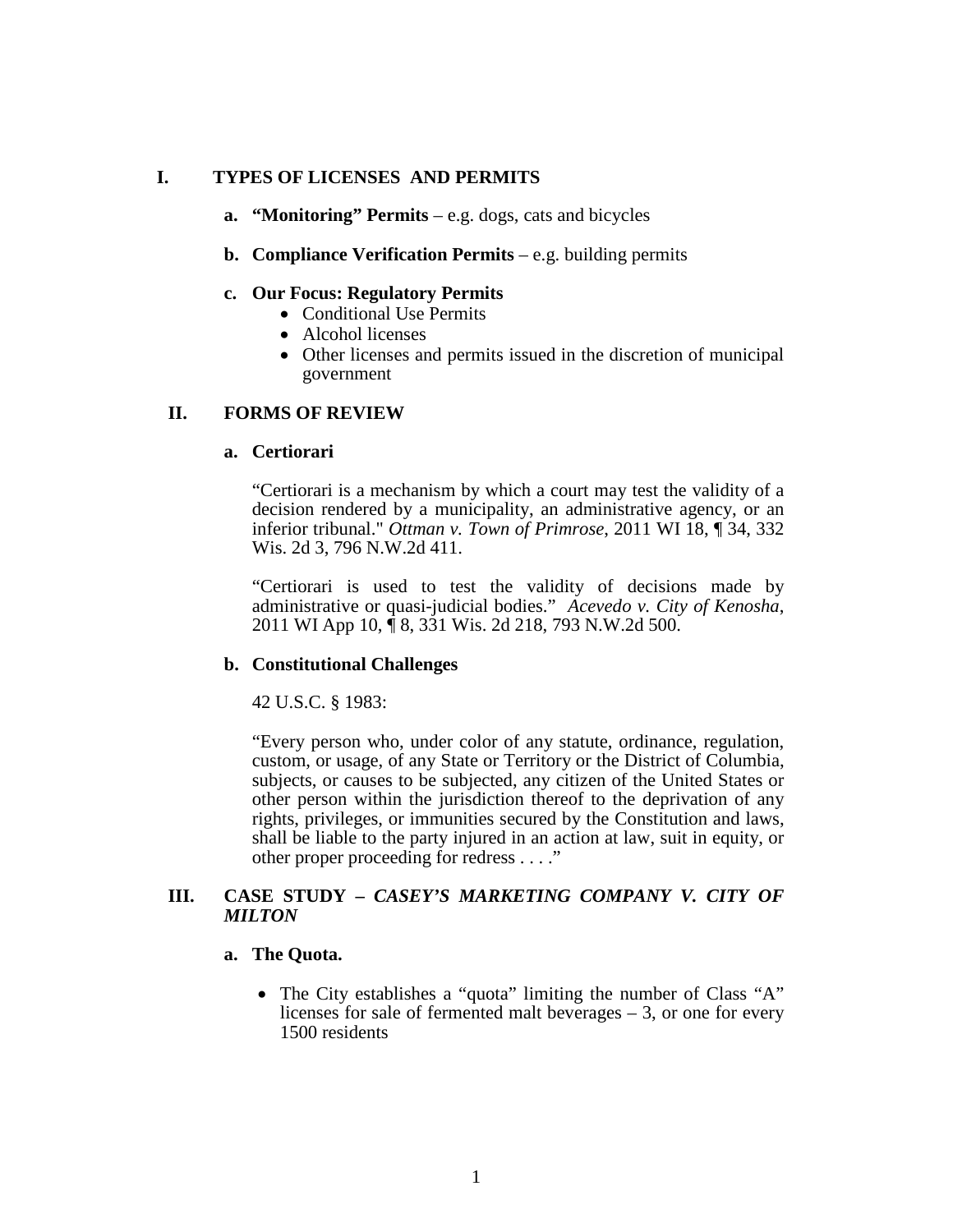# I. TYPES OF LICENSES AND PERMITS

**a. "Monitoring" Permits** – e.g. dogs, cats and bicycles

**b. Compliance Verification Permits** – e.g. building permits

**c. Our Focus: Regulatory Permits**

- Conditional Use Permits
- Alcohol licenses
- Other licenses and permits issued in the discretion of municipal government

# II. FORMS OF REVIEW

**a. Certiorari**

"Certiorari is a mechanism by which a court may test the validity of a decision rendered by a municipality, an administrative agency, or an inferior tribunal." *Ottman v. Town of Primrose*, 2011 WI 18, ¶ 34, 332 Wis. 2d 3, 796 N.W.2d 411.

"Certiorari is used to test the validity of decisions made by administrative or quasi-judicial bodies." *Acevedo v. City of Kenosha*, 2011 WI App 10, ¶ 8, 331 Wis. 2d 218, 793 N.W.2d 500.

**b. Constitutional Challenges**

42 U.S.C. § 1983:

"Every person who, under color of any statute, ordinance, regulation, custom, or usage, of any State or Territory or the District of Columbia, subjects, or causes to be subjected, any citizen of the United States or other person within the jurisdiction thereof to the deprivation of any rights, privileges, or immunities secured by the Constitution and laws, shall be liable to the party injured in an action at law, suit in equity, or other proper proceeding for redress . . . ."

# III. CASE STUDY – *CASEY'S MARKETING COMPANY V. CITY OF MILTON*

**a. The Quota.**

- The City establishes a "quota" limiting the number of Class "A" licenses for sale of fermented malt beverages – 3, or one for every 1500 residents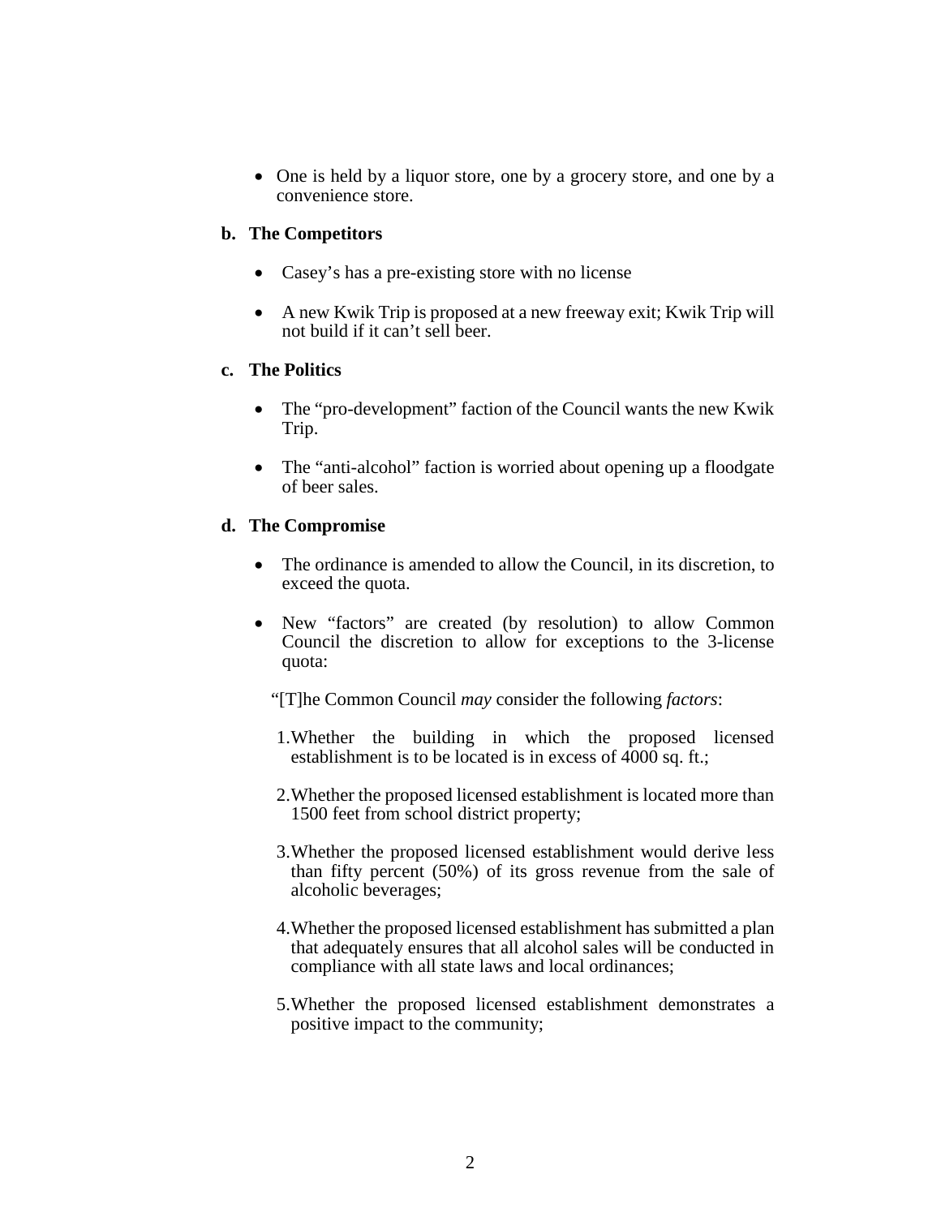- One is held by a liquor store, one by a grocery store, and one by a convenience store.

**b. The Competitors**

- Casey's has a pre-existing store with no license
- A new Kwik Trip is proposed at a new freeway exit; Kwik Trip will not build if it can't sell beer.

**c. The Politics**

- The "pro-development" faction of the Council wants the new Kwik Trip.
- The "anti-alcohol" faction is worried about opening up a floodgate of beer sales.

**d. The Compromise**

- The ordinance is amended to allow the Council, in its discretion, to exceed the quota.
- New "factors" are created (by resolution) to allow Common Council the discretion to allow for exceptions to the 3-license quota:

  "[T]he Common Council *may* consider the following *factors*:

  1. Whether the building in which the proposed licensed establishment is to be located is in excess of 4000 sq. ft.;
  2. Whether the proposed licensed establishment is located more than 1500 feet from school district property;
  3. Whether the proposed licensed establishment would derive less than fifty percent (50%) of its gross revenue from the sale of alcoholic beverages;
  4. Whether the proposed licensed establishment has submitted a plan that adequately ensures that all alcohol sales will be conducted in compliance with all state laws and local ordinances;
  5. Whether the proposed licensed establishment demonstrates a positive impact to the community;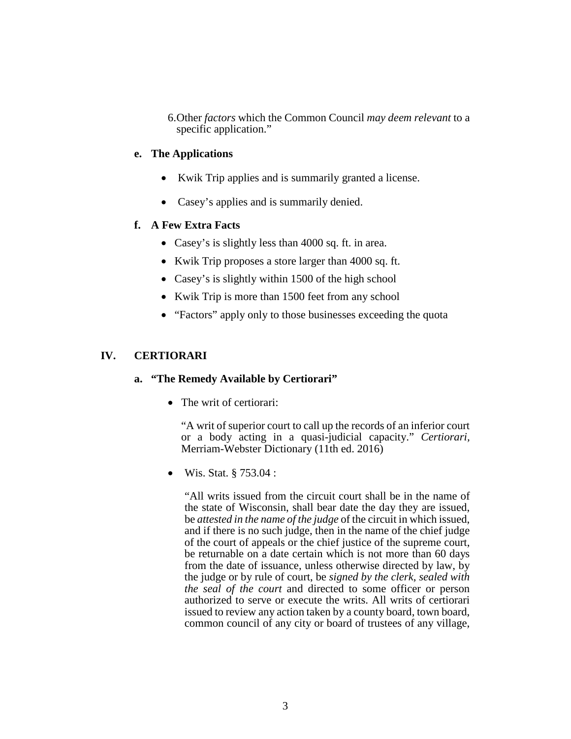6. Other *factors* which the Common Council *may deem relevant* to a specific application."

### e. The Applications

- Kwik Trip applies and is summarily granted a license.
- Casey's applies and is summarily denied.

### f. A Few Extra Facts

- Casey's is slightly less than 4000 sq. ft. in area.
- Kwik Trip proposes a store larger than 4000 sq. ft.
- Casey's is slightly within 1500 of the high school
- Kwik Trip is more than 1500 feet from any school
- "Factors" apply only to those businesses exceeding the quota

## IV. CERTIORARI

### a. "The Remedy Available by Certiorari"

- The writ of certiorari:

  "A writ of superior court to call up the records of an inferior court or a body acting in a quasi-judicial capacity." *Certiorari*, Merriam-Webster Dictionary (11th ed. 2016)

- Wis. Stat. § 753.04 :

  "All writs issued from the circuit court shall be in the name of the state of Wisconsin, shall bear date the day they are issued, be *attested in the name of the judge* of the circuit in which issued, and if there is no such judge, then in the name of the chief judge of the court of appeals or the chief justice of the supreme court, be returnable on a date certain which is not more than 60 days from the date of issuance, unless otherwise directed by law, by the judge or by rule of court, be *signed by the clerk*, *sealed with the seal of the court* and directed to some officer or person authorized to serve or execute the writs. All writs of certiorari issued to review any action taken by a county board, town board, common council of any city or board of trustees of any village,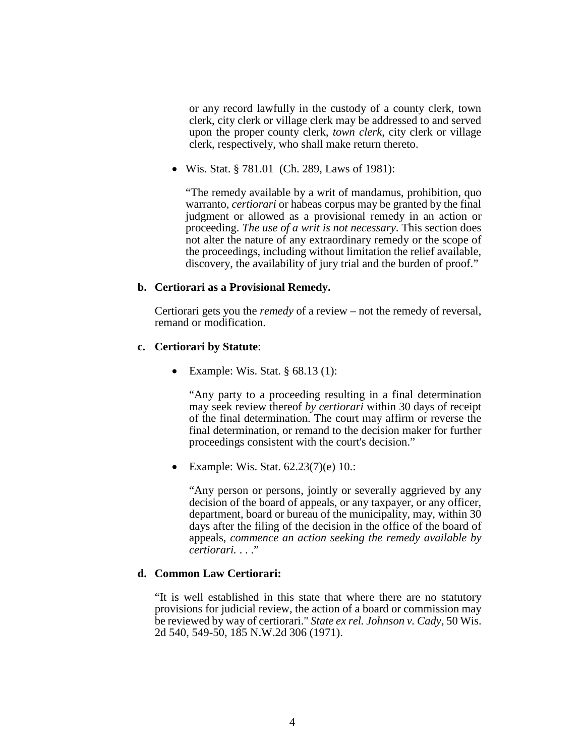or any record lawfully in the custody of a county clerk, town clerk, city clerk or village clerk may be addressed to and served upon the proper county clerk, *town clerk*, city clerk or village clerk, respectively, who shall make return thereto.

- Wis. Stat. § 781.01 (Ch. 289, Laws of 1981):

  "The remedy available by a writ of mandamus, prohibition, quo warranto, *certiorari* or habeas corpus may be granted by the final judgment or allowed as a provisional remedy in an action or proceeding. *The use of a writ is not necessary*. This section does not alter the nature of any extraordinary remedy or the scope of the proceedings, including without limitation the relief available, discovery, the availability of jury trial and the burden of proof."

**b. Certiorari as a Provisional Remedy.**

Certiorari gets you the *remedy* of a review – not the remedy of reversal, remand or modification.

**c. Certiorari by Statute**:

- Example: Wis. Stat. § 68.13 (1):

  "Any party to a proceeding resulting in a final determination may seek review thereof *by certiorari* within 30 days of receipt of the final determination. The court may affirm or reverse the final determination, or remand to the decision maker for further proceedings consistent with the court's decision."

- Example: Wis. Stat. 62.23(7)(e) 10.:

  "Any person or persons, jointly or severally aggrieved by any decision of the board of appeals, or any taxpayer, or any officer, department, board or bureau of the municipality, may, within 30 days after the filing of the decision in the office of the board of appeals, *commence an action seeking the remedy available by certiorari. . . .*"

**d. Common Law Certiorari:**

"It is well established in this state that where there are no statutory provisions for judicial review, the action of a board or commission may be reviewed by way of certiorari." *State ex rel. Johnson v. Cady*, 50 Wis. 2d 540, 549-50, 185 N.W.2d 306 (1971).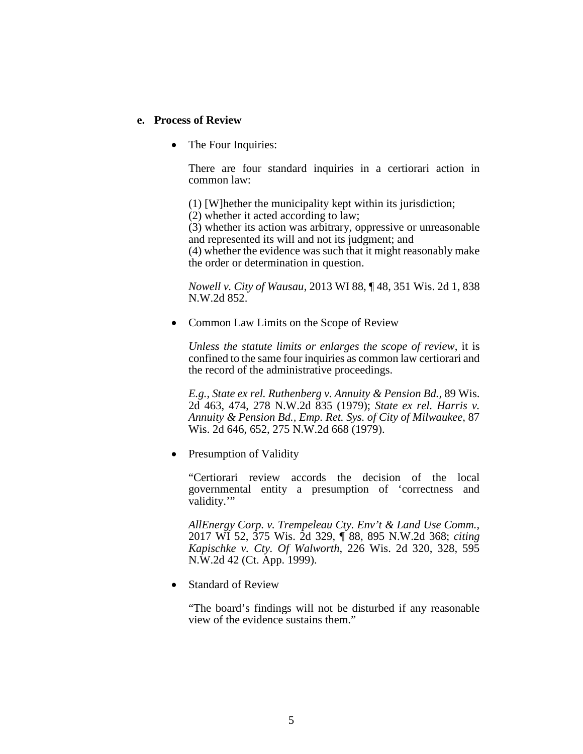**e. Process of Review**

- The Four Inquiries:

  There are four standard inquiries in a certiorari action in common law:

  (1) [W]hether the municipality kept within its jurisdiction;
  (2) whether it acted according to law;
  (3) whether its action was arbitrary, oppressive or unreasonable and represented its will and not its judgment; and
  (4) whether the evidence was such that it might reasonably make the order or determination in question.

  *Nowell v. City of Wausau*, 2013 WI 88, ¶ 48, 351 Wis. 2d 1, 838 N.W.2d 852.

- Common Law Limits on the Scope of Review

  *Unless the statute limits or enlarges the scope of review*, it is confined to the same four inquiries as common law certiorari and the record of the administrative proceedings.

  *E.g.*, *State ex rel. Ruthenberg v. Annuity & Pension Bd.,* 89 Wis. 2d 463, 474, 278 N.W.2d 835 (1979); *State ex rel. Harris v. Annuity & Pension Bd., Emp. Ret. Sys. of City of Milwaukee*, 87 Wis. 2d 646, 652, 275 N.W.2d 668 (1979).

- Presumption of Validity

  "Certiorari review accords the decision of the local governmental entity a presumption of 'correctness and validity.'"

  *AllEnergy Corp. v. Trempeleau Cty. Env't & Land Use Comm.*, 2017 WI 52, 375 Wis. 2d 329, ¶ 88, 895 N.W.2d 368; *citing Kapischke v. Cty. Of Walworth*, 226 Wis. 2d 320, 328, 595 N.W.2d 42 (Ct. App. 1999).

- Standard of Review

  "The board's findings will not be disturbed if any reasonable view of the evidence sustains them."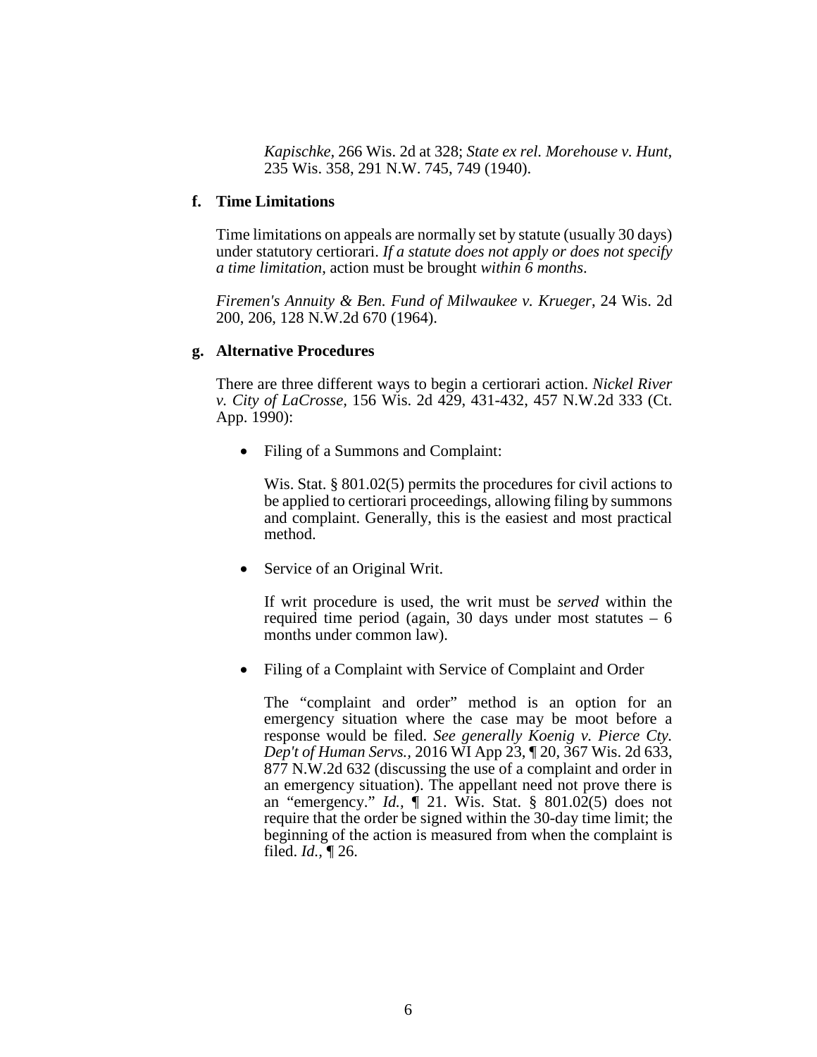*Kapischke*, 266 Wis. 2d at 328; *State ex rel. Morehouse v. Hunt*, 235 Wis. 358, 291 N.W. 745, 749 (1940).

#### f. Time Limitations

Time limitations on appeals are normally set by statute (usually 30 days) under statutory certiorari. *If a statute does not apply or does not specify a time limitation*, action must be brought *within 6 months*.

*Firemen's Annuity & Ben. Fund of Milwaukee v. Krueger*, 24 Wis. 2d 200, 206, 128 N.W.2d 670 (1964).

#### g. Alternative Procedures

There are three different ways to begin a certiorari action. *Nickel River v. City of LaCrosse*, 156 Wis. 2d 429, 431-432, 457 N.W.2d 333 (Ct. App. 1990):

- Filing of a Summons and Complaint:

  Wis. Stat. § 801.02(5) permits the procedures for civil actions to be applied to certiorari proceedings, allowing filing by summons and complaint. Generally, this is the easiest and most practical method.

- Service of an Original Writ.

  If writ procedure is used, the writ must be *served* within the required time period (again, 30 days under most statutes – 6 months under common law).

- Filing of a Complaint with Service of Complaint and Order

  The "complaint and order" method is an option for an emergency situation where the case may be moot before a response would be filed. *See generally Koenig v. Pierce Cty. Dep't of Human Servs.*, 2016 WI App 23, ¶ 20, 367 Wis. 2d 633, 877 N.W.2d 632 (discussing the use of a complaint and order in an emergency situation). The appellant need not prove there is an "emergency." *Id.*, ¶ 21. Wis. Stat. § 801.02(5) does not require that the order be signed within the 30-day time limit; the beginning of the action is measured from when the complaint is filed. *Id.*, ¶ 26.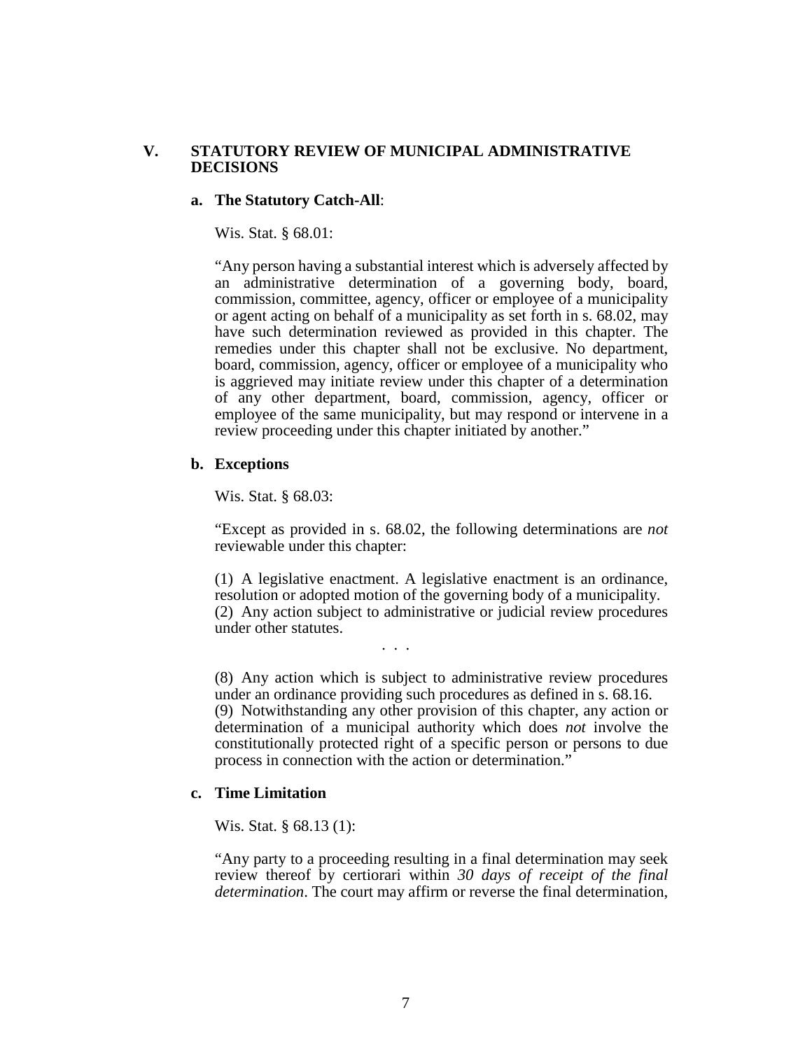## V. STATUTORY REVIEW OF MUNICIPAL ADMINISTRATIVE DECISIONS

### a. The Statutory Catch-All:

Wis. Stat. § 68.01:

"Any person having a substantial interest which is adversely affected by an administrative determination of a governing body, board, commission, committee, agency, officer or employee of a municipality or agent acting on behalf of a municipality as set forth in s. 68.02, may have such determination reviewed as provided in this chapter. The remedies under this chapter shall not be exclusive. No department, board, commission, agency, officer or employee of a municipality who is aggrieved may initiate review under this chapter of a determination of any other department, board, commission, agency, officer or employee of the same municipality, but may respond or intervene in a review proceeding under this chapter initiated by another."

### b. Exceptions

Wis. Stat. § 68.03:

"Except as provided in s. 68.02, the following determinations are *not* reviewable under this chapter:

(1) A legislative enactment. A legislative enactment is an ordinance, resolution or adopted motion of the governing body of a municipality.
(2) Any action subject to administrative or judicial review procedures under other statutes.

. . .

(8) Any action which is subject to administrative review procedures under an ordinance providing such procedures as defined in s. 68.16.
(9) Notwithstanding any other provision of this chapter, any action or determination of a municipal authority which does *not* involve the constitutionally protected right of a specific person or persons to due process in connection with the action or determination."

### c. Time Limitation

Wis. Stat. § 68.13 (1):

"Any party to a proceeding resulting in a final determination may seek review thereof by certiorari within *30 days of receipt of the final determination*. The court may affirm or reverse the final determination,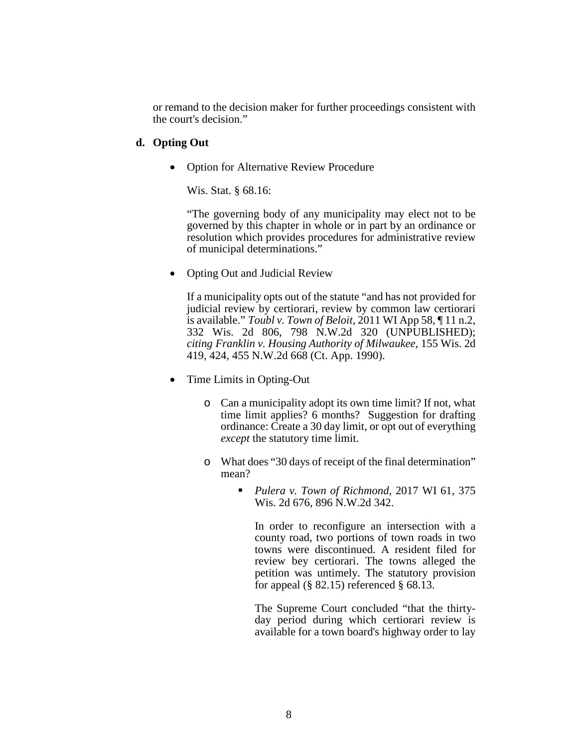or remand to the decision maker for further proceedings consistent with the court's decision."

**d. Opting Out**

- Option for Alternative Review Procedure

  Wis. Stat. § 68.16:

  "The governing body of any municipality may elect not to be governed by this chapter in whole or in part by an ordinance or resolution which provides procedures for administrative review of municipal determinations."

- Opting Out and Judicial Review

  If a municipality opts out of the statute "and has not provided for judicial review by certiorari, review by common law certiorari is available." *Toubl v. Town of Beloit,* 2011 WI App 58, ¶ 11 n.2, 332 Wis. 2d 806, 798 N.W.2d 320 (UNPUBLISHED); *citing Franklin v. Housing Authority of Milwaukee,* 155 Wis. 2d 419, 424, 455 N.W.2d 668 (Ct. App. 1990).

- Time Limits in Opting-Out

  - Can a municipality adopt its own time limit? If not, what time limit applies? 6 months? Suggestion for drafting ordinance: Create a 30 day limit, or opt out of everything *except* the statutory time limit.

  - What does "30 days of receipt of the final determination" mean?

    - *Pulera v. Town of Richmond,* 2017 WI 61, 375 Wis. 2d 676, 896 N.W.2d 342.

      In order to reconfigure an intersection with a county road, two portions of town roads in two towns were discontinued. A resident filed for review bey certiorari. The towns alleged the petition was untimely. The statutory provision for appeal (§ 82.15) referenced § 68.13.

      The Supreme Court concluded "that the thirty-day period during which certiorari review is available for a town board's highway order to lay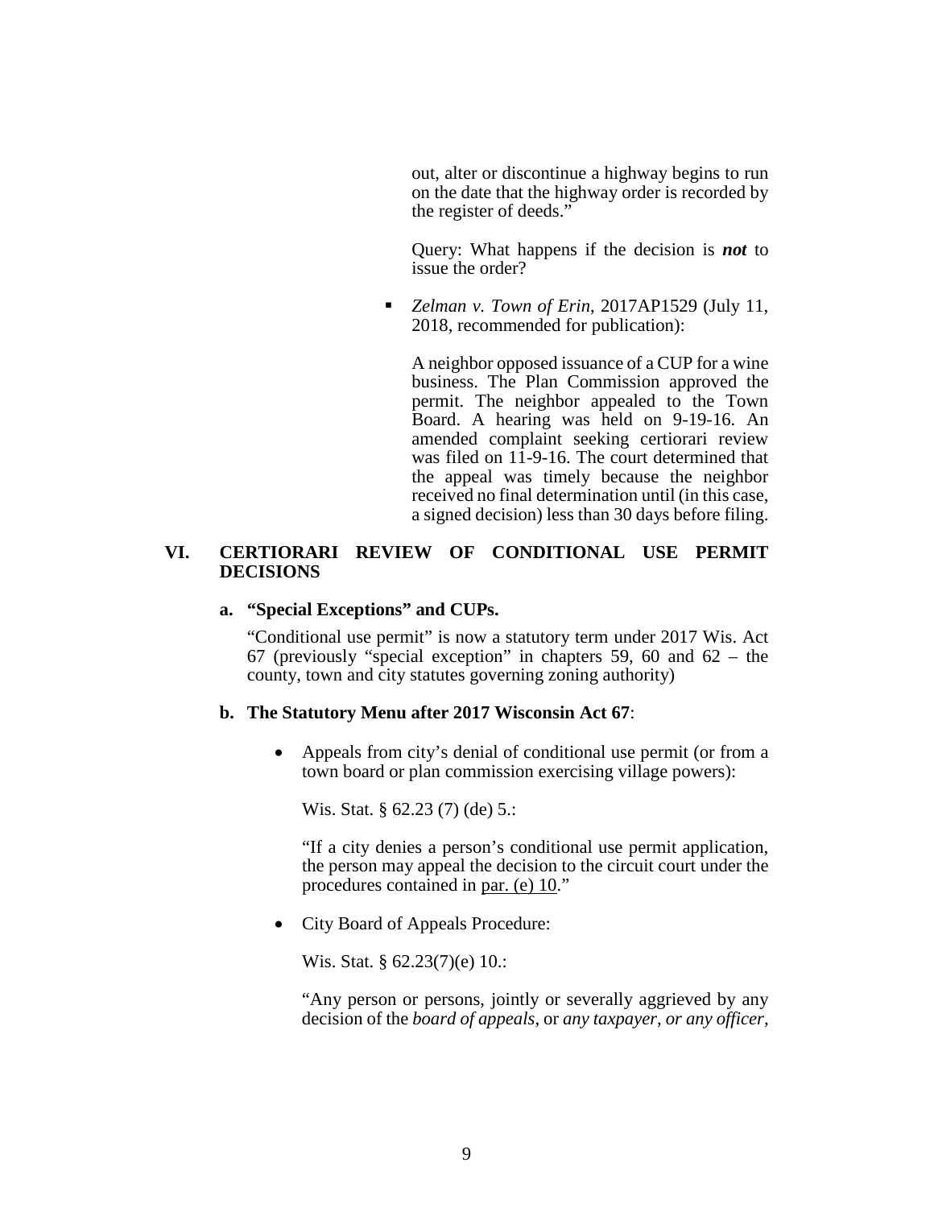out, alter or discontinue a highway begins to run on the date that the highway order is recorded by the register of deeds."

Query: What happens if the decision is ***not*** to issue the order?

- *Zelman v. Town of Erin*, 2017AP1529 (July 11, 2018, recommended for publication):

  A neighbor opposed issuance of a CUP for a wine business. The Plan Commission approved the permit. The neighbor appealed to the Town Board. A hearing was held on 9-19-16. An amended complaint seeking certiorari review was filed on 11-9-16. The court determined that the appeal was timely because the neighbor received no final determination until (in this case, a signed decision) less than 30 days before filing.

## VI. CERTIORARI REVIEW OF CONDITIONAL USE PERMIT DECISIONS

### a. "Special Exceptions" and CUPs.

"Conditional use permit" is now a statutory term under 2017 Wis. Act 67 (previously "special exception" in chapters 59, 60 and 62 – the county, town and city statutes governing zoning authority)

### b. The Statutory Menu after 2017 Wisconsin Act 67:

- Appeals from city's denial of conditional use permit (or from a town board or plan commission exercising village powers):

  Wis. Stat. § 62.23 (7) (de) 5.:

  "If a city denies a person's conditional use permit application, the person may appeal the decision to the circuit court under the procedures contained in par. (e) 10."

- City Board of Appeals Procedure:

  Wis. Stat. § 62.23(7)(e) 10.:

  "Any person or persons, jointly or severally aggrieved by any decision of the *board of appeals*, or *any taxpayer*, *or any officer*,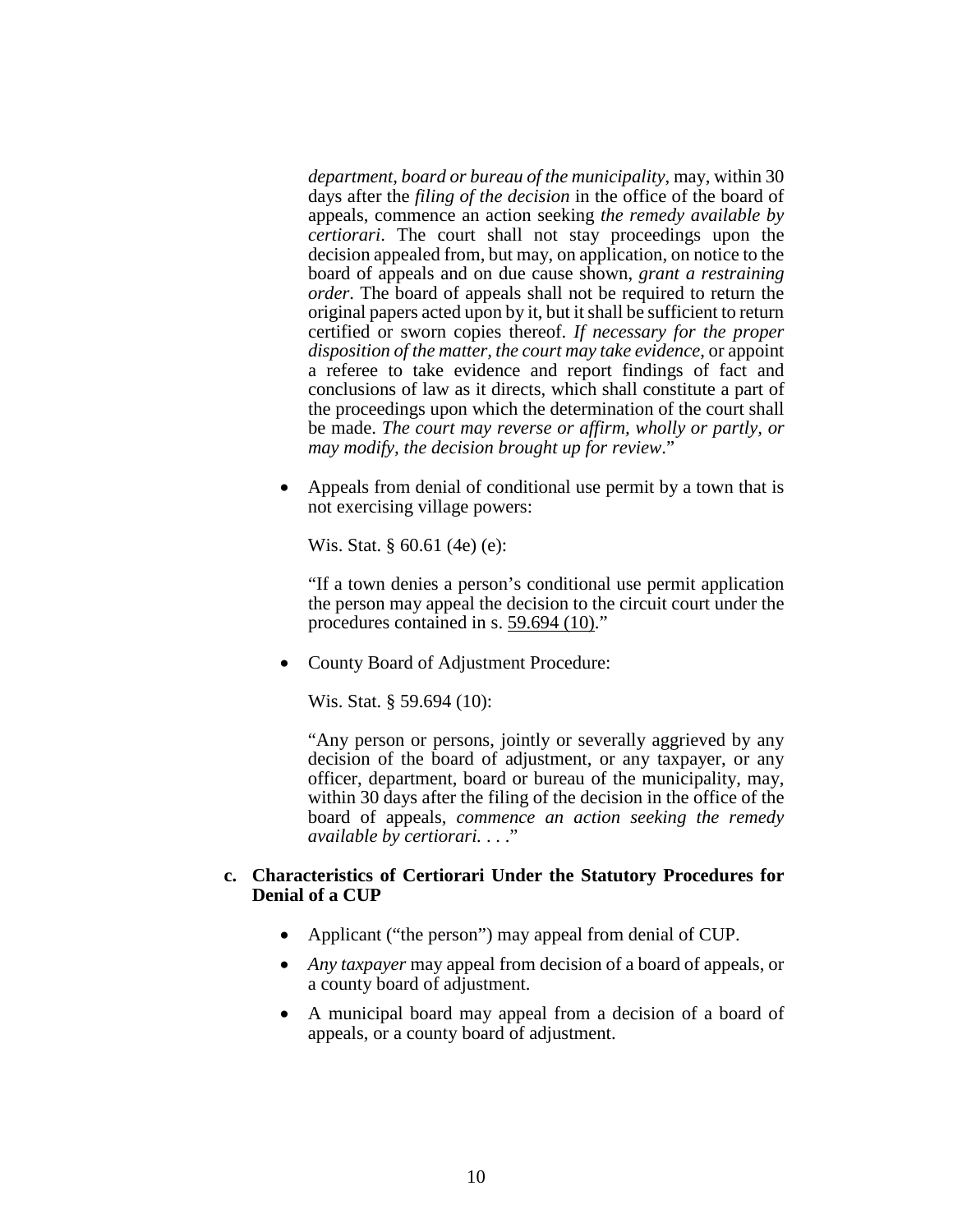*department, board or bureau of the municipality*, may, within 30 days after the *filing of the decision* in the office of the board of appeals, commence an action seeking *the remedy available by certiorari*. The court shall not stay proceedings upon the decision appealed from, but may, on application, on notice to the board of appeals and on due cause shown, *grant a restraining order*. The board of appeals shall not be required to return the original papers acted upon by it, but it shall be sufficient to return certified or sworn copies thereof. *If necessary for the proper disposition of the matter, the court may take evidence*, or appoint a referee to take evidence and report findings of fact and conclusions of law as it directs, which shall constitute a part of the proceedings upon which the determination of the court shall be made. *The court may reverse or affirm, wholly or partly, or may modify, the decision brought up for review*."

- Appeals from denial of conditional use permit by a town that is not exercising village powers:

  Wis. Stat. § 60.61 (4e) (e):

  "If a town denies a person's conditional use permit application the person may appeal the decision to the circuit court under the procedures contained in s. 59.694 (10)."

- County Board of Adjustment Procedure:

  Wis. Stat. § 59.694 (10):

  "Any person or persons, jointly or severally aggrieved by any decision of the board of adjustment, or any taxpayer, or any officer, department, board or bureau of the municipality, may, within 30 days after the filing of the decision in the office of the board of appeals, *commence an action seeking the remedy available by certiorari. . . .*"

**c. Characteristics of Certiorari Under the Statutory Procedures for Denial of a CUP**

- Applicant ("the person") may appeal from denial of CUP.
- *Any taxpayer* may appeal from decision of a board of appeals, or a county board of adjustment.
- A municipal board may appeal from a decision of a board of appeals, or a county board of adjustment.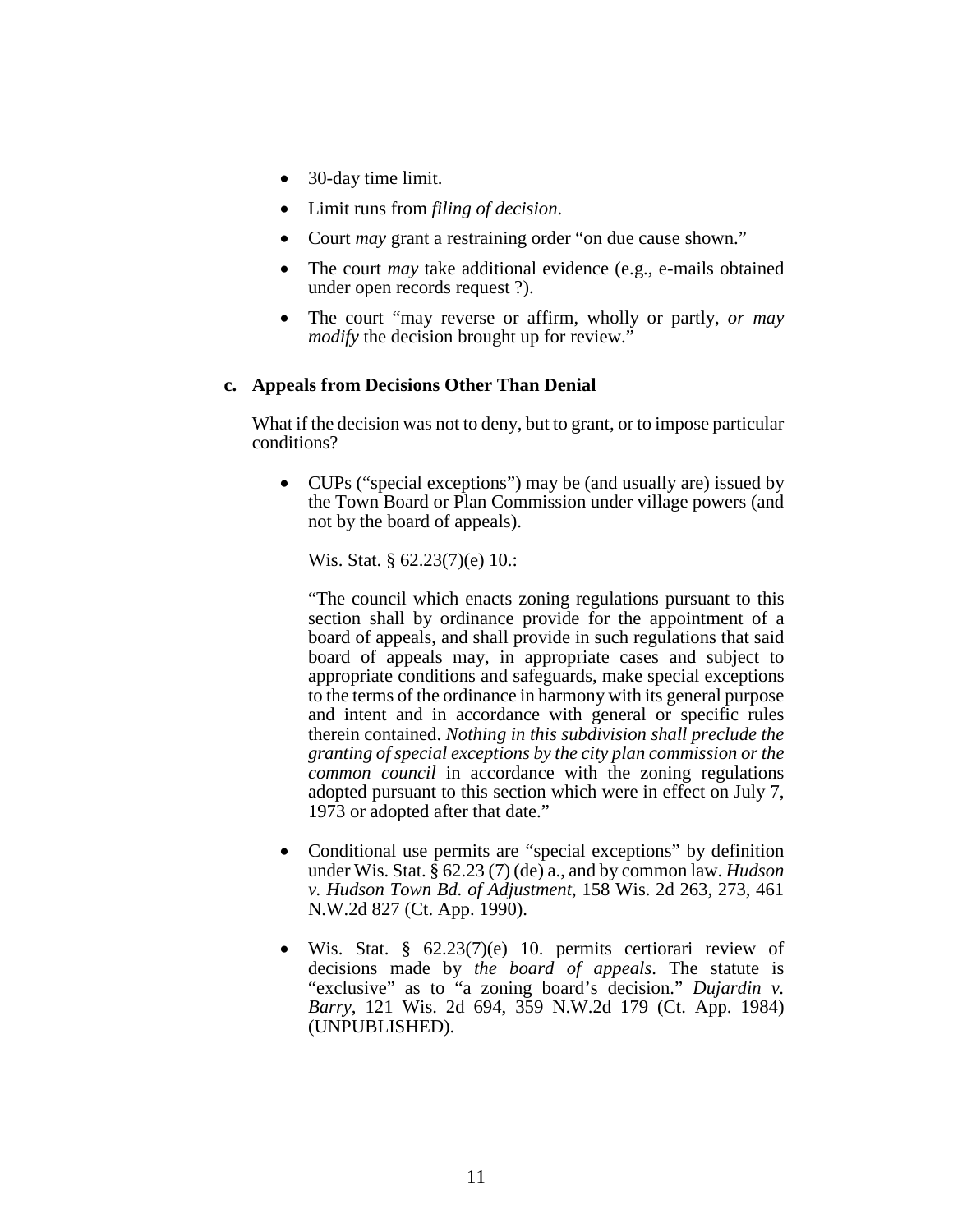- 30-day time limit.
- Limit runs from *filing of decision*.
- Court *may* grant a restraining order "on due cause shown."
- The court *may* take additional evidence (e.g., e-mails obtained under open records request ?).
- The court "may reverse or affirm, wholly or partly, *or may modify* the decision brought up for review."

### c. Appeals from Decisions Other Than Denial

What if the decision was not to deny, but to grant, or to impose particular conditions?

- CUPs ("special exceptions") may be (and usually are) issued by the Town Board or Plan Commission under village powers (and not by the board of appeals).

  Wis. Stat. § 62.23(7)(e) 10.:

  "The council which enacts zoning regulations pursuant to this section shall by ordinance provide for the appointment of a board of appeals, and shall provide in such regulations that said board of appeals may, in appropriate cases and subject to appropriate conditions and safeguards, make special exceptions to the terms of the ordinance in harmony with its general purpose and intent and in accordance with general or specific rules therein contained. *Nothing in this subdivision shall preclude the granting of special exceptions by the city plan commission or the common council* in accordance with the zoning regulations adopted pursuant to this section which were in effect on July 7, 1973 or adopted after that date."

- Conditional use permits are "special exceptions" by definition under Wis. Stat. § 62.23 (7) (de) a., and by common law. *Hudson v. Hudson Town Bd. of Adjustment*, 158 Wis. 2d 263, 273, 461 N.W.2d 827 (Ct. App. 1990).

- Wis. Stat. § 62.23(7)(e) 10. permits certiorari review of decisions made by *the board of appeals*. The statute is "exclusive" as to "a zoning board's decision." *Dujardin v. Barry*, 121 Wis. 2d 694, 359 N.W.2d 179 (Ct. App. 1984) (UNPUBLISHED).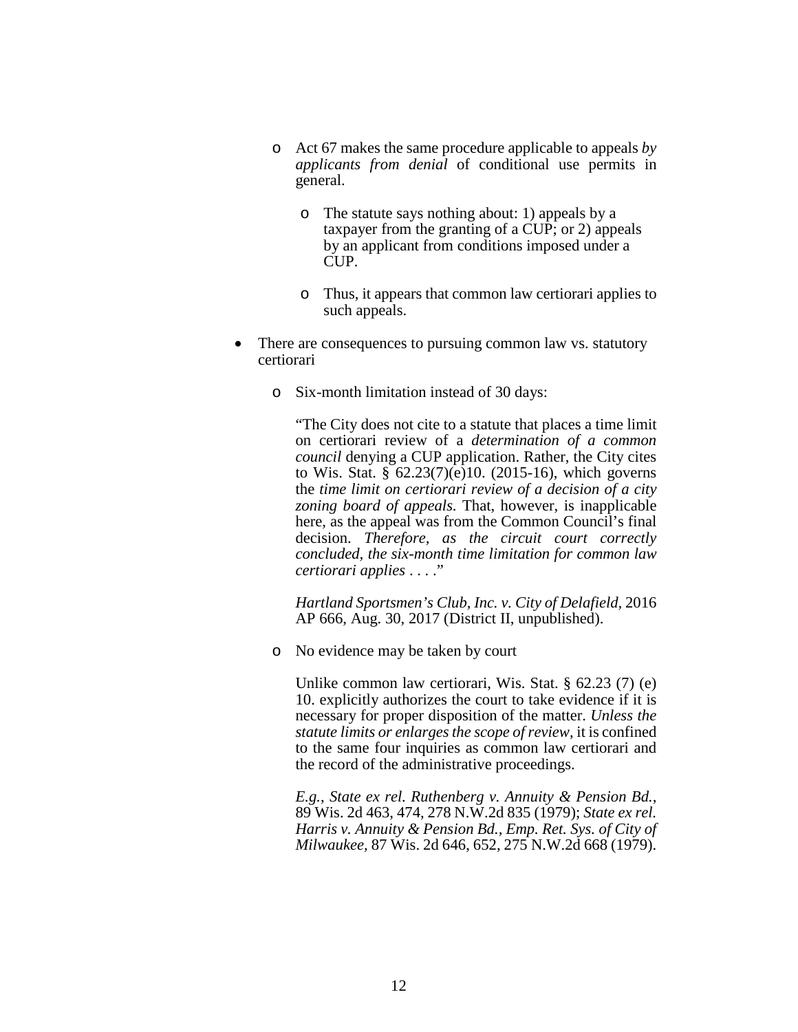- Act 67 makes the same procedure applicable to appeals *by applicants from denial* of conditional use permits in general.

    - The statute says nothing about: 1) appeals by a taxpayer from the granting of a CUP; or 2) appeals by an applicant from conditions imposed under a CUP.

    - Thus, it appears that common law certiorari applies to such appeals.

- There are consequences to pursuing common law vs. statutory certiorari

  - Six-month limitation instead of 30 days:

    "The City does not cite to a statute that places a time limit on certiorari review of a *determination of a common council* denying a CUP application. Rather, the City cites to Wis. Stat. § 62.23(7)(e)10. (2015-16), which governs the *time limit on certiorari review of a decision of a city zoning board of appeals*. That, however, is inapplicable here, as the appeal was from the Common Council's final decision. *Therefore, as the circuit court correctly concluded, the six-month time limitation for common law certiorari applies* . . . ."

    *Hartland Sportsmen's Club, Inc. v. City of Delafield*, 2016 AP 666, Aug. 30, 2017 (District II, unpublished).

  - No evidence may be taken by court

    Unlike common law certiorari, Wis. Stat. § 62.23 (7) (e) 10. explicitly authorizes the court to take evidence if it is necessary for proper disposition of the matter. *Unless the statute limits or enlarges the scope of review*, it is confined to the same four inquiries as common law certiorari and the record of the administrative proceedings.

    *E.g.*, *State ex rel. Ruthenberg v. Annuity & Pension Bd.*, 89 Wis. 2d 463, 474, 278 N.W.2d 835 (1979); *State ex rel. Harris v. Annuity & Pension Bd., Emp. Ret. Sys. of City of Milwaukee*, 87 Wis. 2d 646, 652, 275 N.W.2d 668 (1979).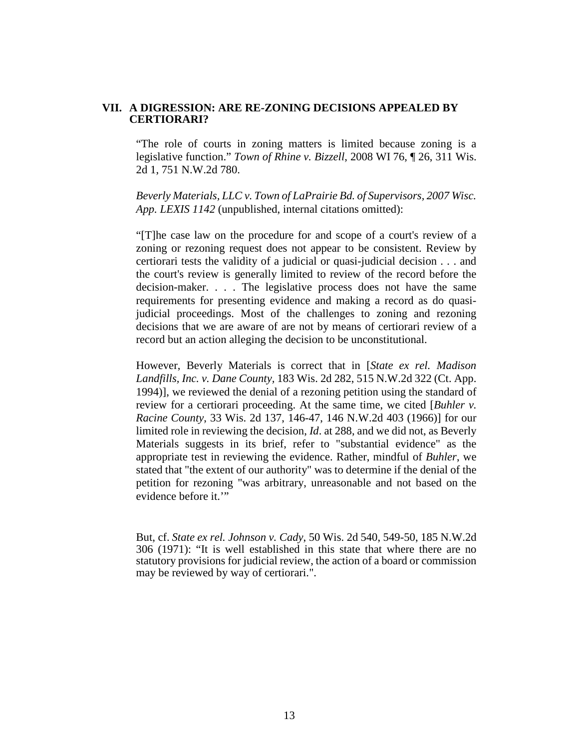## VII. A DIGRESSION: ARE RE-ZONING DECISIONS APPEALED BY CERTIORARI?

"The role of courts in zoning matters is limited because zoning is a legislative function." *Town of Rhine v. Bizzell*, 2008 WI 76, ¶ 26, 311 Wis. 2d 1, 751 N.W.2d 780.

*Beverly Materials, LLC v. Town of LaPrairie Bd. of Supervisors, 2007 Wisc. App. LEXIS 1142* (unpublished, internal citations omitted):

"[T]he case law on the procedure for and scope of a court's review of a zoning or rezoning request does not appear to be consistent. Review by certiorari tests the validity of a judicial or quasi-judicial decision . . . and the court's review is generally limited to review of the record before the decision-maker. . . . The legislative process does not have the same requirements for presenting evidence and making a record as do quasi-judicial proceedings. Most of the challenges to zoning and rezoning decisions that we are aware of are not by means of certiorari review of a record but an action alleging the decision to be unconstitutional.

However, Beverly Materials is correct that in [*State ex rel. Madison Landfills, Inc. v. Dane County*, 183 Wis. 2d 282, 515 N.W.2d 322 (Ct. App. 1994)], we reviewed the denial of a rezoning petition using the standard of review for a certiorari proceeding. At the same time, we cited [*Buhler v. Racine County*, 33 Wis. 2d 137, 146-47, 146 N.W.2d 403 (1966)] for our limited role in reviewing the decision, *Id*. at 288, and we did not, as Beverly Materials suggests in its brief, refer to "substantial evidence" as the appropriate test in reviewing the evidence. Rather, mindful of *Buhler*, we stated that "the extent of our authority" was to determine if the denial of the petition for rezoning "was arbitrary, unreasonable and not based on the evidence before it.'"

But, cf. *State ex rel. Johnson v. Cady*, 50 Wis. 2d 540, 549-50, 185 N.W.2d 306 (1971): "It is well established in this state that where there are no statutory provisions for judicial review, the action of a board or commission may be reviewed by way of certiorari.".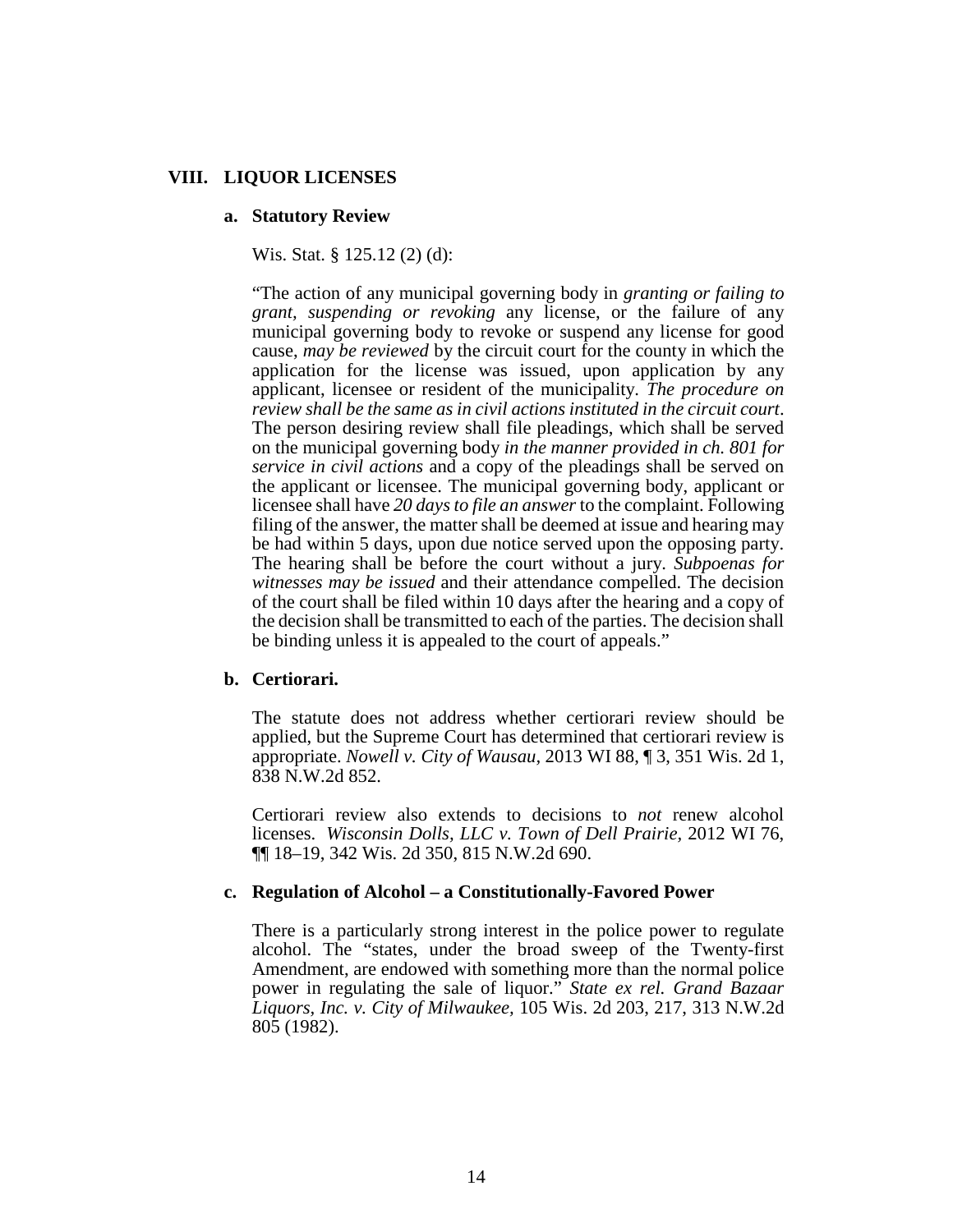## VIII. LIQUOR LICENSES

### a. Statutory Review

Wis. Stat. § 125.12 (2) (d):

"The action of any municipal governing body in *granting or failing to grant, suspending or revoking* any license, or the failure of any municipal governing body to revoke or suspend any license for good cause, *may be reviewed* by the circuit court for the county in which the application for the license was issued, upon application by any applicant, licensee or resident of the municipality. *The procedure on review shall be the same as in civil actions instituted in the circuit court*. The person desiring review shall file pleadings, which shall be served on the municipal governing body *in the manner provided in ch. 801 for service in civil actions* and a copy of the pleadings shall be served on the applicant or licensee. The municipal governing body, applicant or licensee shall have *20 days to file an answer* to the complaint. Following filing of the answer, the matter shall be deemed at issue and hearing may be had within 5 days, upon due notice served upon the opposing party. The hearing shall be before the court without a jury. *Subpoenas for witnesses may be issued* and their attendance compelled. The decision of the court shall be filed within 10 days after the hearing and a copy of the decision shall be transmitted to each of the parties. The decision shall be binding unless it is appealed to the court of appeals."

### b. Certiorari.

The statute does not address whether certiorari review should be applied, but the Supreme Court has determined that certiorari review is appropriate. *Nowell v. City of Wausau*, 2013 WI 88, ¶ 3, 351 Wis. 2d 1, 838 N.W.2d 852.

Certiorari review also extends to decisions to *not* renew alcohol licenses. *Wisconsin Dolls, LLC v. Town of Dell Prairie*, 2012 WI 76, ¶¶ 18–19, 342 Wis. 2d 350, 815 N.W.2d 690.

### c. Regulation of Alcohol – a Constitutionally-Favored Power

There is a particularly strong interest in the police power to regulate alcohol. The "states, under the broad sweep of the Twenty-first Amendment, are endowed with something more than the normal police power in regulating the sale of liquor." *State ex rel. Grand Bazaar Liquors, Inc. v. City of Milwaukee*, 105 Wis. 2d 203, 217, 313 N.W.2d 805 (1982).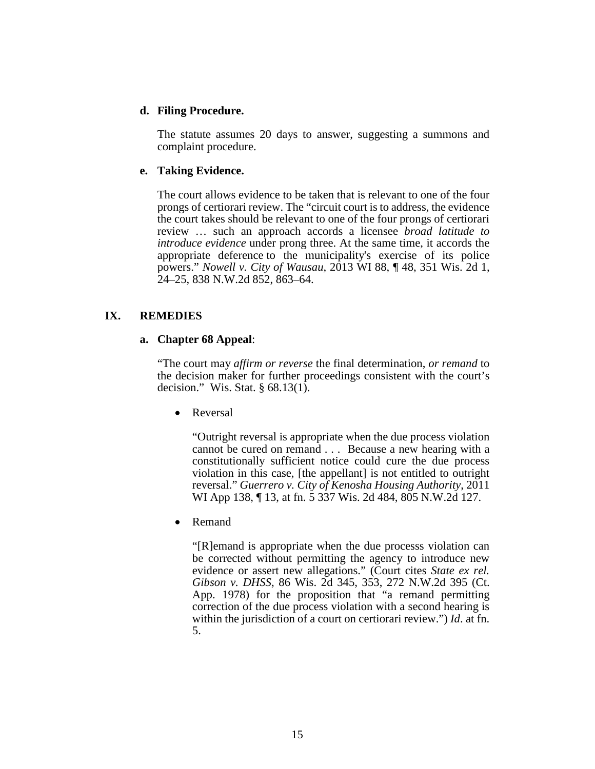**d. Filing Procedure.**

The statute assumes 20 days to answer, suggesting a summons and complaint procedure.

**e. Taking Evidence.**

The court allows evidence to be taken that is relevant to one of the four prongs of certiorari review. The "circuit court is to address, the evidence the court takes should be relevant to one of the four prongs of certiorari review … such an approach accords a licensee *broad latitude to introduce evidence* under prong three. At the same time, it accords the appropriate deference to the municipality's exercise of its police powers." *Nowell v. City of Wausau*, 2013 WI 88, ¶ 48, 351 Wis. 2d 1, 24–25, 838 N.W.2d 852, 863–64.

## IX. REMEDIES

**a. Chapter 68 Appeal**:

"The court may *affirm or reverse* the final determination, *or remand* to the decision maker for further proceedings consistent with the court's decision." Wis. Stat. § 68.13(1).

- Reversal

  "Outright reversal is appropriate when the due process violation cannot be cured on remand . . . Because a new hearing with a constitutionally sufficient notice could cure the due process violation in this case, [the appellant] is not entitled to outright reversal." *Guerrero v. City of Kenosha Housing Authority*, 2011 WI App 138, ¶ 13, at fn. 5 337 Wis. 2d 484, 805 N.W.2d 127.

- Remand

  "[R]emand is appropriate when the due processs violation can be corrected without permitting the agency to introduce new evidence or assert new allegations." (Court cites *State ex rel. Gibson v. DHSS*, 86 Wis. 2d 345, 353, 272 N.W.2d 395 (Ct. App. 1978) for the proposition that "a remand permitting correction of the due process violation with a second hearing is within the jurisdiction of a court on certiorari review.") *Id*. at fn. 5.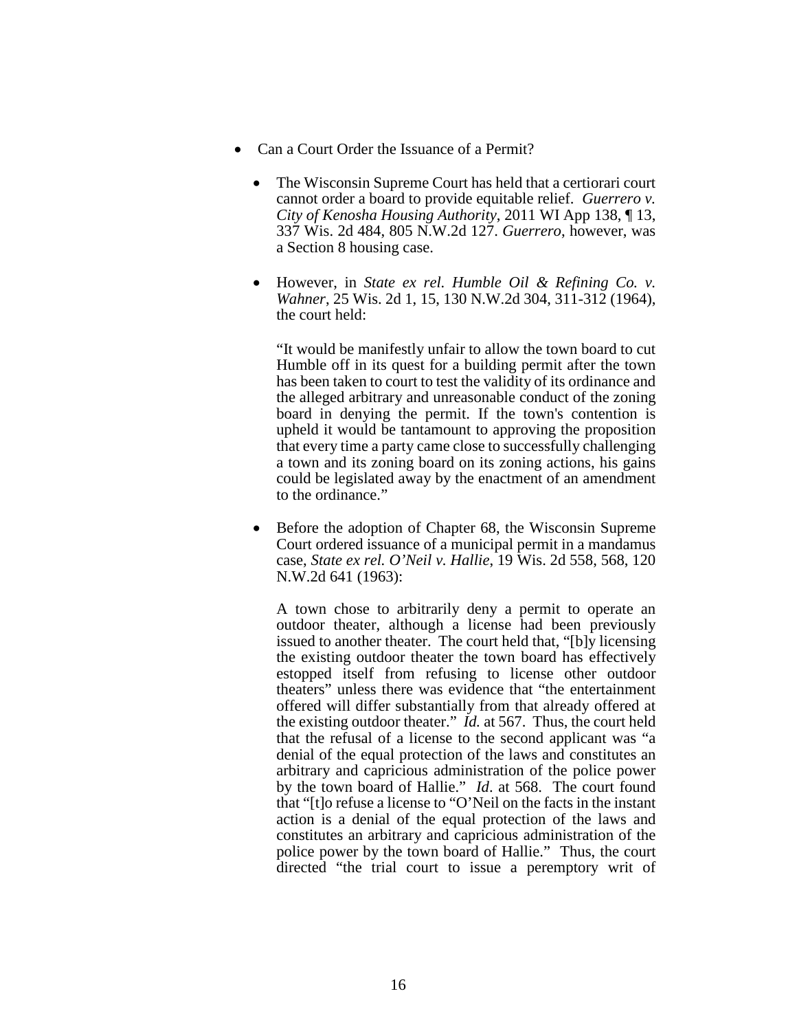- Can a Court Order the Issuance of a Permit?

  - The Wisconsin Supreme Court has held that a certiorari court cannot order a board to provide equitable relief. *Guerrero v. City of Kenosha Housing Authority*, 2011 WI App 138, ¶ 13, 337 Wis. 2d 484, 805 N.W.2d 127. *Guerrero*, however, was a Section 8 housing case.

  - However, in *State ex rel. Humble Oil & Refining Co. v. Wahner*, 25 Wis. 2d 1, 15, 130 N.W.2d 304, 311-312 (1964), the court held:

    "It would be manifestly unfair to allow the town board to cut Humble off in its quest for a building permit after the town has been taken to court to test the validity of its ordinance and the alleged arbitrary and unreasonable conduct of the zoning board in denying the permit. If the town's contention is upheld it would be tantamount to approving the proposition that every time a party came close to successfully challenging a town and its zoning board on its zoning actions, his gains could be legislated away by the enactment of an amendment to the ordinance."

  - Before the adoption of Chapter 68, the Wisconsin Supreme Court ordered issuance of a municipal permit in a mandamus case, *State ex rel. O'Neil v. Hallie*, 19 Wis. 2d 558, 568, 120 N.W.2d 641 (1963):

    A town chose to arbitrarily deny a permit to operate an outdoor theater, although a license had been previously issued to another theater. The court held that, "[b]y licensing the existing outdoor theater the town board has effectively estopped itself from refusing to license other outdoor theaters" unless there was evidence that "the entertainment offered will differ substantially from that already offered at the existing outdoor theater." *Id.* at 567. Thus, the court held that the refusal of a license to the second applicant was "a denial of the equal protection of the laws and constitutes an arbitrary and capricious administration of the police power by the town board of Hallie." *Id*. at 568. The court found that "[t]o refuse a license to "O'Neil on the facts in the instant action is a denial of the equal protection of the laws and constitutes an arbitrary and capricious administration of the police power by the town board of Hallie." Thus, the court directed "the trial court to issue a peremptory writ of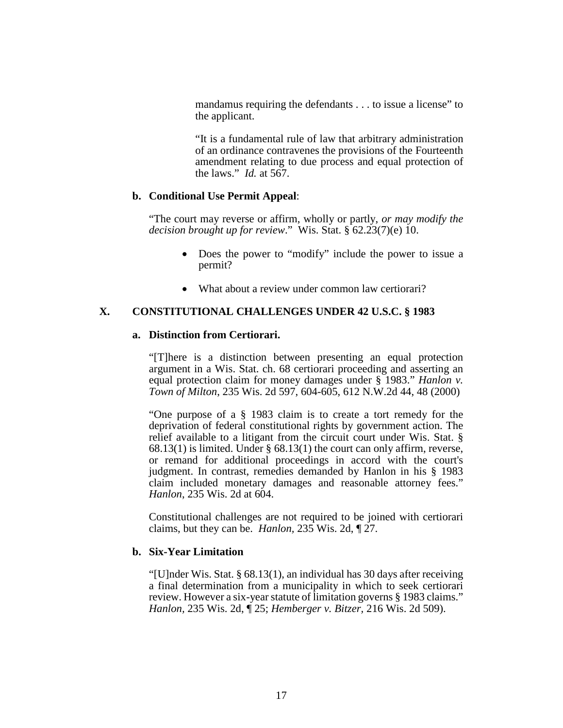mandamus requiring the defendants . . . to issue a license" to the applicant.

"It is a fundamental rule of law that arbitrary administration of an ordinance contravenes the provisions of the Fourteenth amendment relating to due process and equal protection of the laws." *Id.* at 567.

**b. Conditional Use Permit Appeal**:

"The court may reverse or affirm, wholly or partly, *or may modify the decision brought up for review*." Wis. Stat. § 62.23(7)(e) 10.

- Does the power to "modify" include the power to issue a permit?
- What about a review under common law certiorari?

## X. CONSTITUTIONAL CHALLENGES UNDER 42 U.S.C. § 1983

**a. Distinction from Certiorari.**

"[T]here is a distinction between presenting an equal protection argument in a Wis. Stat. ch. 68 certiorari proceeding and asserting an equal protection claim for money damages under § 1983." *Hanlon v. Town of Milton*, 235 Wis. 2d 597, 604-605, 612 N.W.2d 44, 48 (2000)

"One purpose of a § 1983 claim is to create a tort remedy for the deprivation of federal constitutional rights by government action. The relief available to a litigant from the circuit court under Wis. Stat. § 68.13(1) is limited. Under § 68.13(1) the court can only affirm, reverse, or remand for additional proceedings in accord with the court's judgment. In contrast, remedies demanded by Hanlon in his § 1983 claim included monetary damages and reasonable attorney fees." *Hanlon*, 235 Wis. 2d at 604.

Constitutional challenges are not required to be joined with certiorari claims, but they can be. *Hanlon*, 235 Wis. 2d, ¶ 27.

**b. Six-Year Limitation**

"[U]nder Wis. Stat. § 68.13(1), an individual has 30 days after receiving a final determination from a municipality in which to seek certiorari review. However a six-year statute of limitation governs § 1983 claims." *Hanlon*, 235 Wis. 2d, ¶ 25; *Hemberger v. Bitzer*, 216 Wis. 2d 509).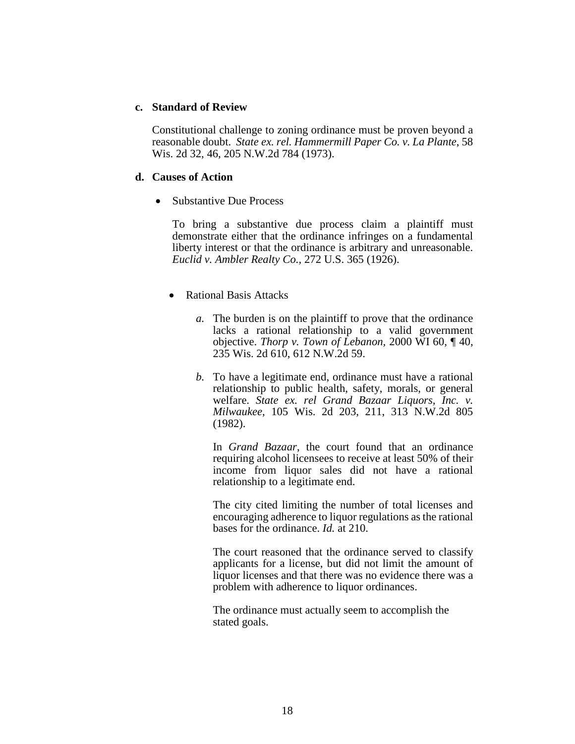**c. Standard of Review**

Constitutional challenge to zoning ordinance must be proven beyond a reasonable doubt. *State ex. rel. Hammermill Paper Co. v. La Plante*, 58 Wis. 2d 32, 46, 205 N.W.2d 784 (1973).

**d. Causes of Action**

- Substantive Due Process

  To bring a substantive due process claim a plaintiff must demonstrate either that the ordinance infringes on a fundamental liberty interest or that the ordinance is arbitrary and unreasonable. *Euclid v. Ambler Realty Co.*, 272 U.S. 365 (1926).

  - Rational Basis Attacks

    *a.* The burden is on the plaintiff to prove that the ordinance lacks a rational relationship to a valid government objective. *Thorp v. Town of Lebanon*, 2000 WI 60, ¶ 40, 235 Wis. 2d 610, 612 N.W.2d 59.

    *b.* To have a legitimate end, ordinance must have a rational relationship to public health, safety, morals, or general welfare. *State ex. rel Grand Bazaar Liquors, Inc. v. Milwaukee*, 105 Wis. 2d 203, 211, 313 N.W.2d 805 (1982).

    In *Grand Bazaar*, the court found that an ordinance requiring alcohol licensees to receive at least 50% of their income from liquor sales did not have a rational relationship to a legitimate end.

    The city cited limiting the number of total licenses and encouraging adherence to liquor regulations as the rational bases for the ordinance. *Id.* at 210.

    The court reasoned that the ordinance served to classify applicants for a license, but did not limit the amount of liquor licenses and that there was no evidence there was a problem with adherence to liquor ordinances.

    The ordinance must actually seem to accomplish the stated goals.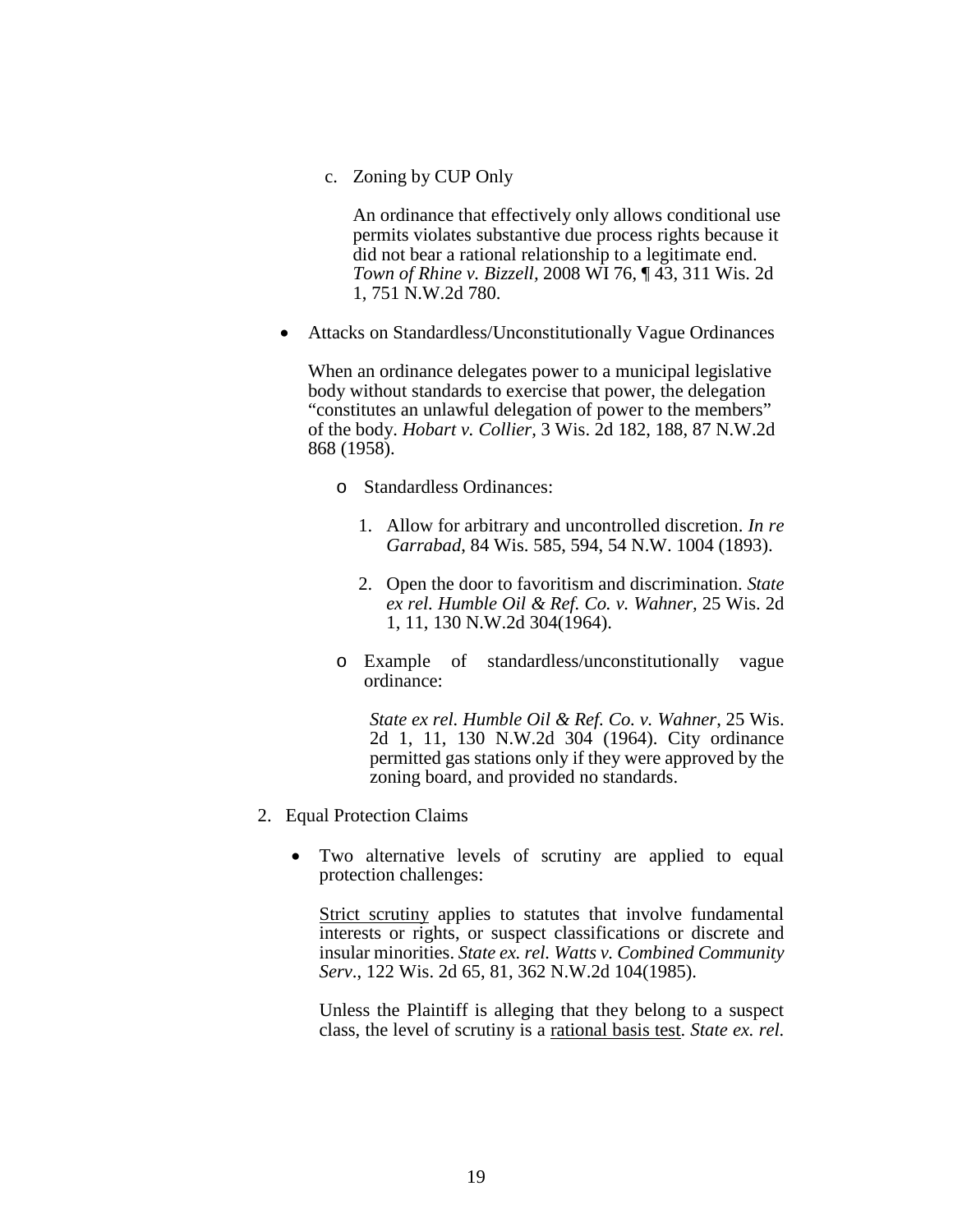c. Zoning by CUP Only

   An ordinance that effectively only allows conditional use permits violates substantive due process rights because it did not bear a rational relationship to a legitimate end. *Town of Rhine v. Bizzell*, 2008 WI 76, ¶ 43, 311 Wis. 2d 1, 751 N.W.2d 780.

- Attacks on Standardless/Unconstitutionally Vague Ordinances

  When an ordinance delegates power to a municipal legislative body without standards to exercise that power, the delegation "constitutes an unlawful delegation of power to the members" of the body. *Hobart v. Collier*, 3 Wis. 2d 182, 188, 87 N.W.2d 868 (1958).

  - Standardless Ordinances:

    1. Allow for arbitrary and uncontrolled discretion. *In re Garrabad*, 84 Wis. 585, 594, 54 N.W. 1004 (1893).

    2. Open the door to favoritism and discrimination. *State ex rel. Humble Oil & Ref. Co. v. Wahner*, 25 Wis. 2d 1, 11, 130 N.W.2d 304(1964).

  - Example of standardless/unconstitutionally vague ordinance:

    *State ex rel. Humble Oil & Ref. Co. v. Wahner*, 25 Wis. 2d 1, 11, 130 N.W.2d 304 (1964). City ordinance permitted gas stations only if they were approved by the zoning board, and provided no standards.

2. Equal Protection Claims

   - Two alternative levels of scrutiny are applied to equal protection challenges:

     <u>Strict scrutiny</u> applies to statutes that involve fundamental interests or rights, or suspect classifications or discrete and insular minorities. *State ex. rel. Watts v. Combined Community Serv*., 122 Wis. 2d 65, 81, 362 N.W.2d 104(1985).

     Unless the Plaintiff is alleging that they belong to a suspect class, the level of scrutiny is a <u>rational basis test</u>. *State ex. rel.*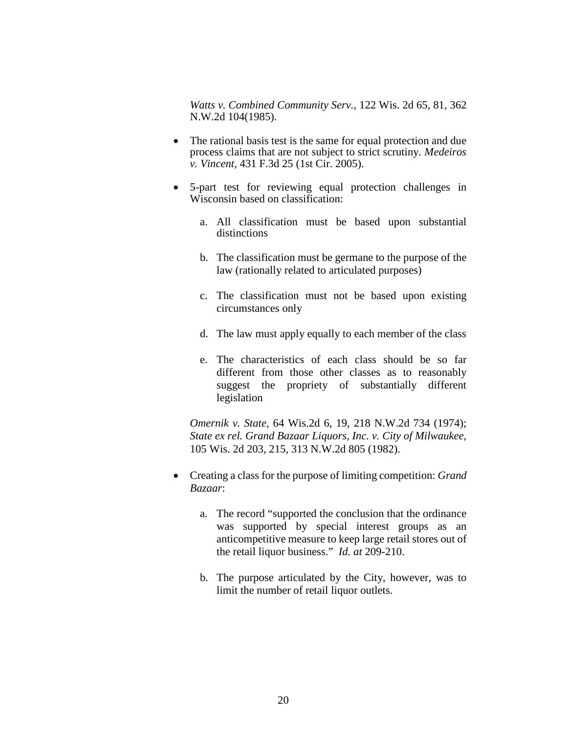*Watts v. Combined Community Serv.*, 122 Wis. 2d 65, 81, 362 N.W.2d 104(1985).

- The rational basis test is the same for equal protection and due process claims that are not subject to strict scrutiny. *Medeiros v. Vincent*, 431 F.3d 25 (1st Cir. 2005).

- 5-part test for reviewing equal protection challenges in Wisconsin based on classification:

  a. All classification must be based upon substantial distinctions

  b. The classification must be germane to the purpose of the law (rationally related to articulated purposes)

  c. The classification must not be based upon existing circumstances only

  d. The law must apply equally to each member of the class

  e. The characteristics of each class should be so far different from those other classes as to reasonably suggest the propriety of substantially different legislation

  *Omernik v. State*, 64 Wis.2d 6, 19, 218 N.W.2d 734 (1974); *State ex rel. Grand Bazaar Liquors, Inc. v. City of Milwaukee,* 105 Wis. 2d 203, 215, 313 N.W.2d 805 (1982).

- Creating a class for the purpose of limiting competition: *Grand Bazaar*:

  a. The record "supported the conclusion that the ordinance was supported by special interest groups as an anticompetitive measure to keep large retail stores out of the retail liquor business." *Id. at* 209-210.

  b. The purpose articulated by the City, however, was to limit the number of retail liquor outlets.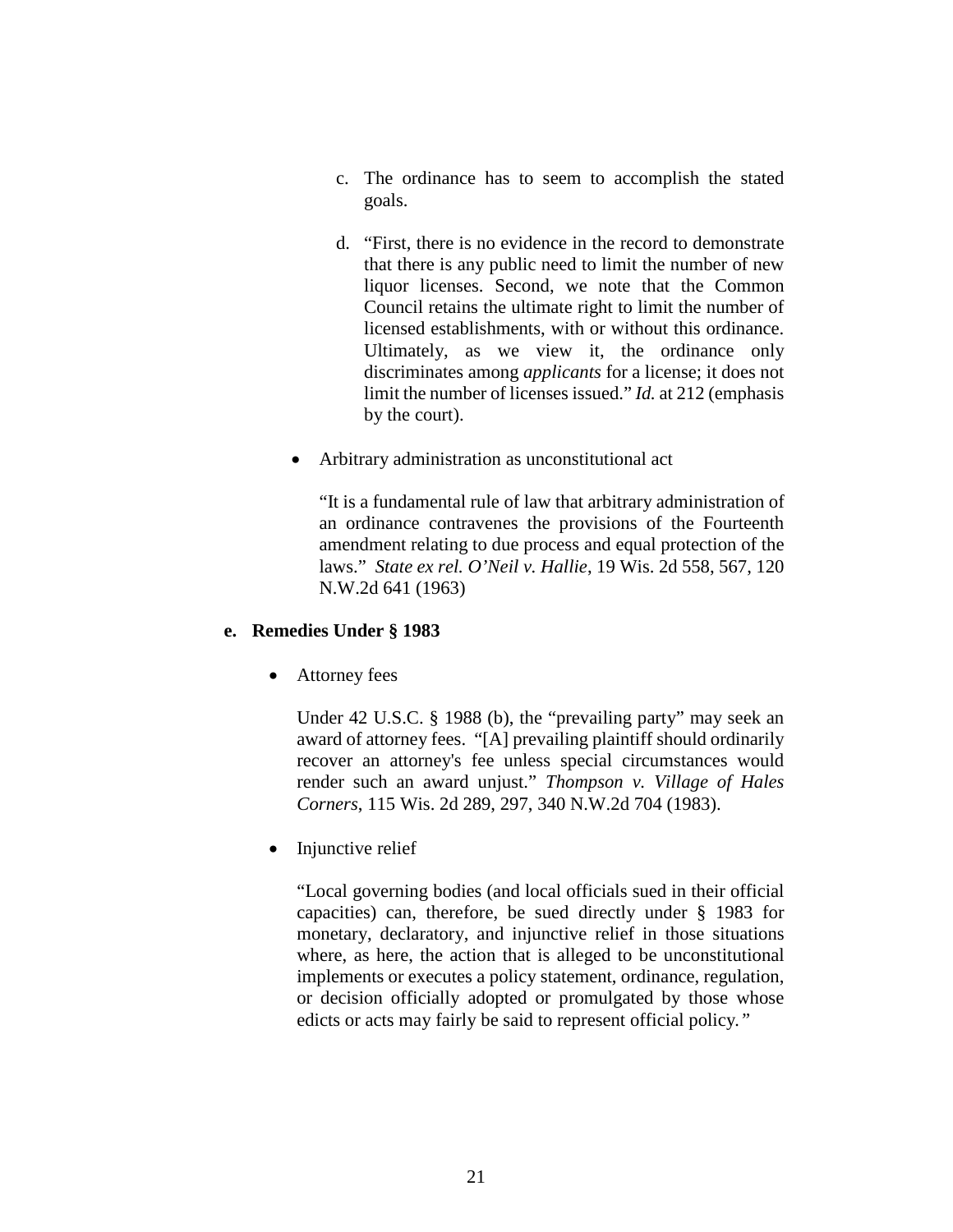c. The ordinance has to seem to accomplish the stated goals.

d. “First, there is no evidence in the record to demonstrate that there is any public need to limit the number of new liquor licenses. Second, we note that the Common Council retains the ultimate right to limit the number of licensed establishments, with or without this ordinance. Ultimately, as we view it, the ordinance only discriminates among *applicants* for a license; it does not limit the number of licenses issued.” *Id.* at 212 (emphasis by the court).

- Arbitrary administration as unconstitutional act

  “It is a fundamental rule of law that arbitrary administration of an ordinance contravenes the provisions of the Fourteenth amendment relating to due process and equal protection of the laws.” *State ex rel. O’Neil v. Hallie*, 19 Wis. 2d 558, 567, 120 N.W.2d 641 (1963)

**e. Remedies Under § 1983**

- Attorney fees

  Under 42 U.S.C. § 1988 (b), the “prevailing party” may seek an award of attorney fees. “[A] prevailing plaintiff should ordinarily recover an attorney's fee unless special circumstances would render such an award unjust.” *Thompson v. Village of Hales Corners*, 115 Wis. 2d 289, 297, 340 N.W.2d 704 (1983).

- Injunctive relief

  “Local governing bodies (and local officials sued in their official capacities) can, therefore, be sued directly under § 1983 for monetary, declaratory, and injunctive relief in those situations where, as here, the action that is alleged to be unconstitutional implements or executes a policy statement, ordinance, regulation, or decision officially adopted or promulgated by those whose edicts or acts may fairly be said to represent official policy.”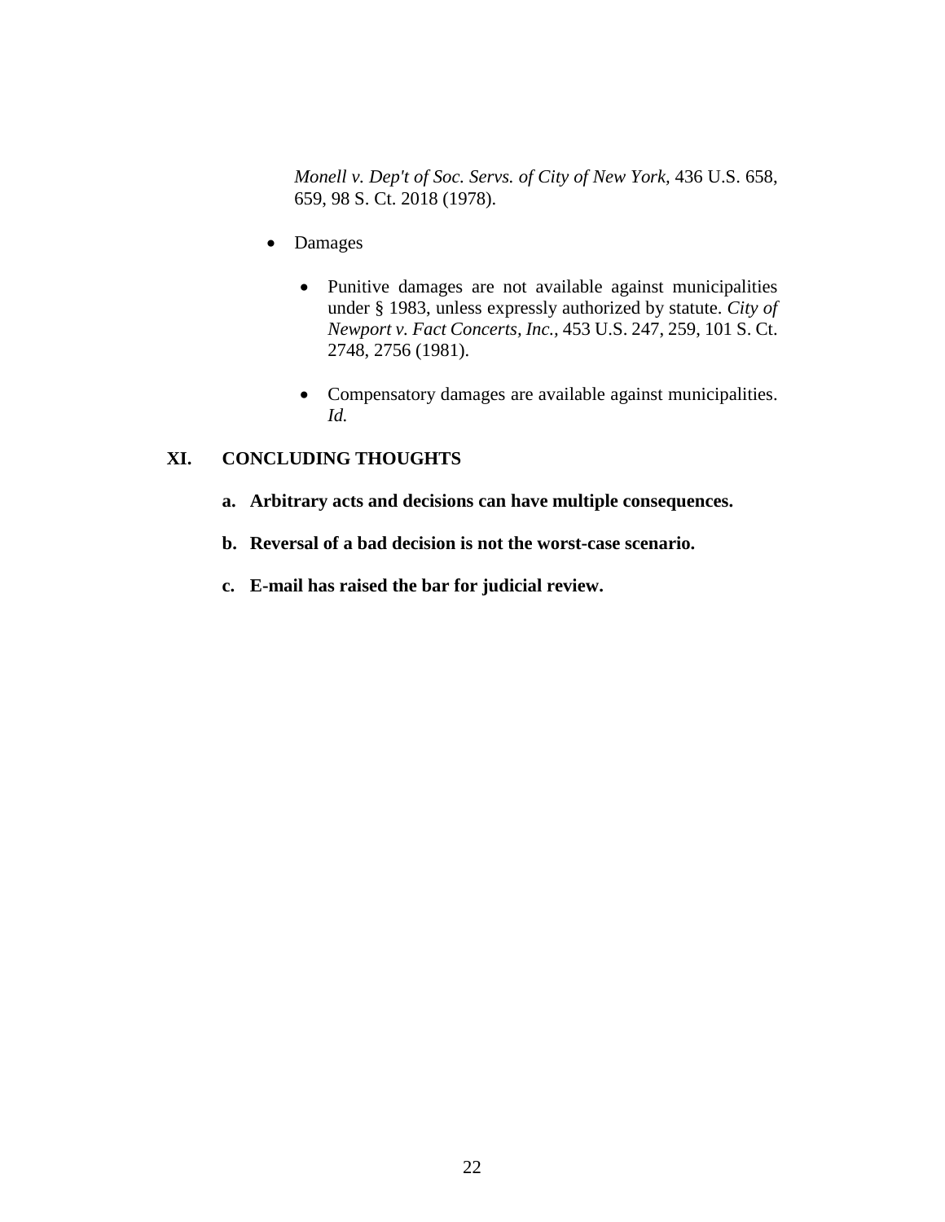*Monell v. Dep't of Soc. Servs. of City of New York,* 436 U.S. 658, 659, 98 S. Ct. 2018 (1978).

- Damages

  - Punitive damages are not available against municipalities under § 1983, unless expressly authorized by statute. *City of Newport v. Fact Concerts, Inc.,* 453 U.S. 247, 259, 101 S. Ct. 2748, 2756 (1981).

  - Compensatory damages are available against municipalities. *Id.*

## XI. CONCLUDING THOUGHTS

**a. Arbitrary acts and decisions can have multiple consequences.**

**b. Reversal of a bad decision is not the worst-case scenario.**

**c. E-mail has raised the bar for judicial review.**